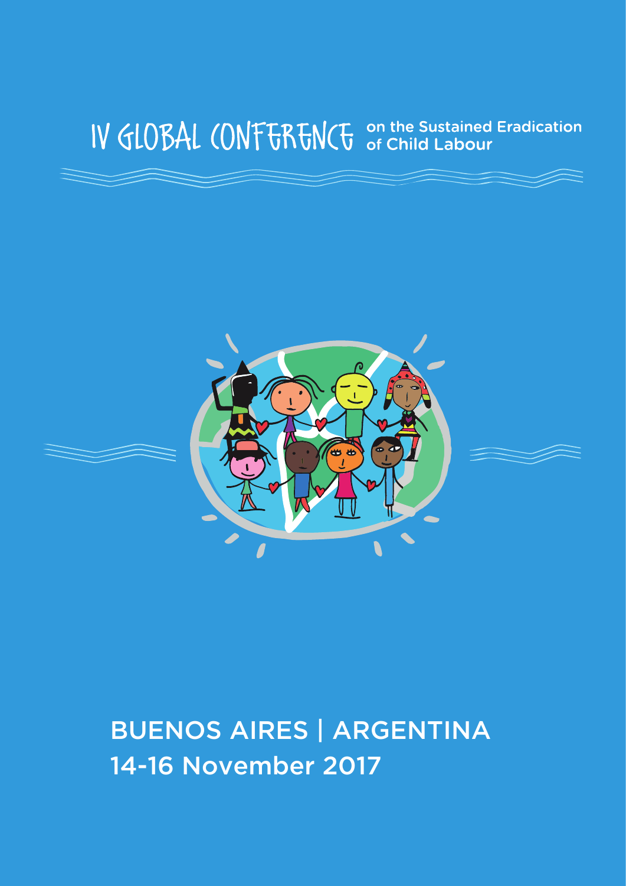# IV GLOBAL CONFERENCE on the Sustained Eradication of Child Labour

BUENOS AIRES | ARGENTINA
14-16 November 2017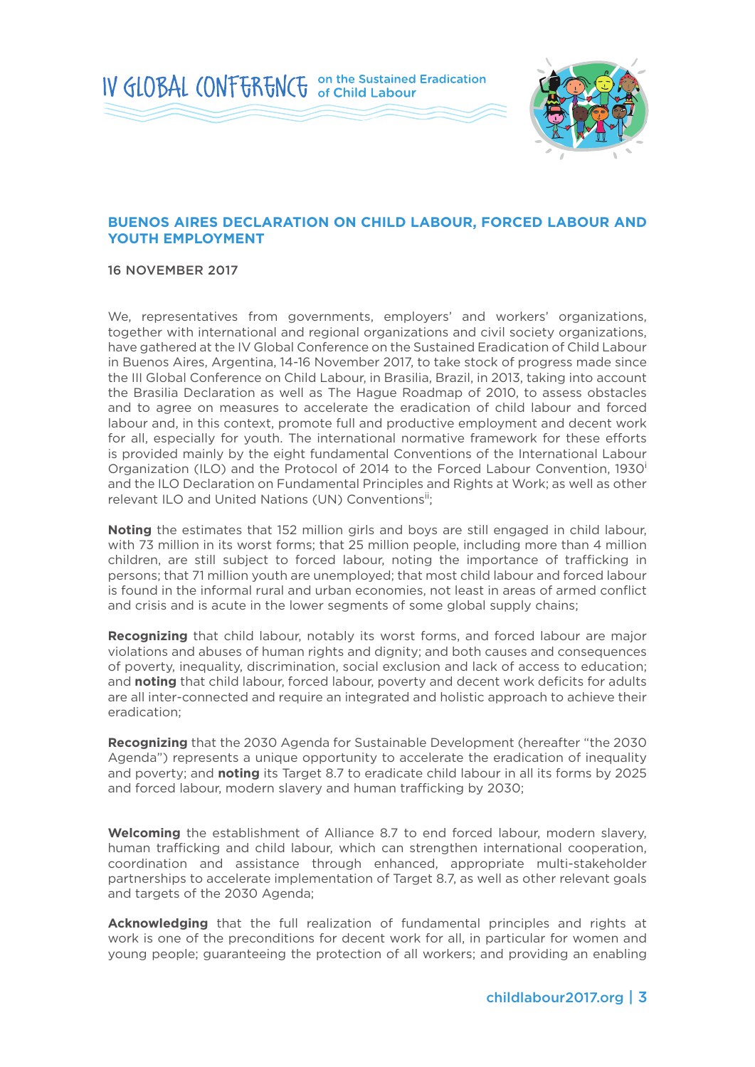## BUENOS AIRES DECLARATION ON CHILD LABOUR, FORCED LABOUR AND YOUTH EMPLOYMENT

16 NOVEMBER 2017

We, representatives from governments, employers' and workers' organizations, together with international and regional organizations and civil society organizations, have gathered at the IV Global Conference on the Sustained Eradication of Child Labour in Buenos Aires, Argentina, 14-16 November 2017, to take stock of progress made since the III Global Conference on Child Labour, in Brasilia, Brazil, in 2013, taking into account the Brasilia Declaration as well as The Hague Roadmap of 2010, to assess obstacles and to agree on measures to accelerate the eradication of child labour and forced labour and, in this context, promote full and productive employment and decent work for all, especially for youth. The international normative framework for these efforts is provided mainly by the eight fundamental Conventions of the International Labour Organization (ILO) and the Protocol of 2014 to the Forced Labour Convention, 1930[i] and the ILO Declaration on Fundamental Principles and Rights at Work; as well as other relevant ILO and United Nations (UN) Conventions[ii];

**Noting** the estimates that 152 million girls and boys are still engaged in child labour, with 73 million in its worst forms; that 25 million people, including more than 4 million children, are still subject to forced labour, noting the importance of trafficking in persons; that 71 million youth are unemployed; that most child labour and forced labour is found in the informal rural and urban economies, not least in areas of armed conflict and crisis and is acute in the lower segments of some global supply chains;

**Recognizing** that child labour, notably its worst forms, and forced labour are major violations and abuses of human rights and dignity; and both causes and consequences of poverty, inequality, discrimination, social exclusion and lack of access to education; and **noting** that child labour, forced labour, poverty and decent work deficits for adults are all inter-connected and require an integrated and holistic approach to achieve their eradication;

**Recognizing** that the 2030 Agenda for Sustainable Development (hereafter "the 2030 Agenda") represents a unique opportunity to accelerate the eradication of inequality and poverty; and **noting** its Target 8.7 to eradicate child labour in all its forms by 2025 and forced labour, modern slavery and human trafficking by 2030;

**Welcoming** the establishment of Alliance 8.7 to end forced labour, modern slavery, human trafficking and child labour, which can strengthen international cooperation, coordination and assistance through enhanced, appropriate multi-stakeholder partnerships to accelerate implementation of Target 8.7, as well as other relevant goals and targets of the 2030 Agenda;

**Acknowledging** that the full realization of fundamental principles and rights at work is one of the preconditions for decent work for all, in particular for women and young people; guaranteeing the protection of all workers; and providing an enabling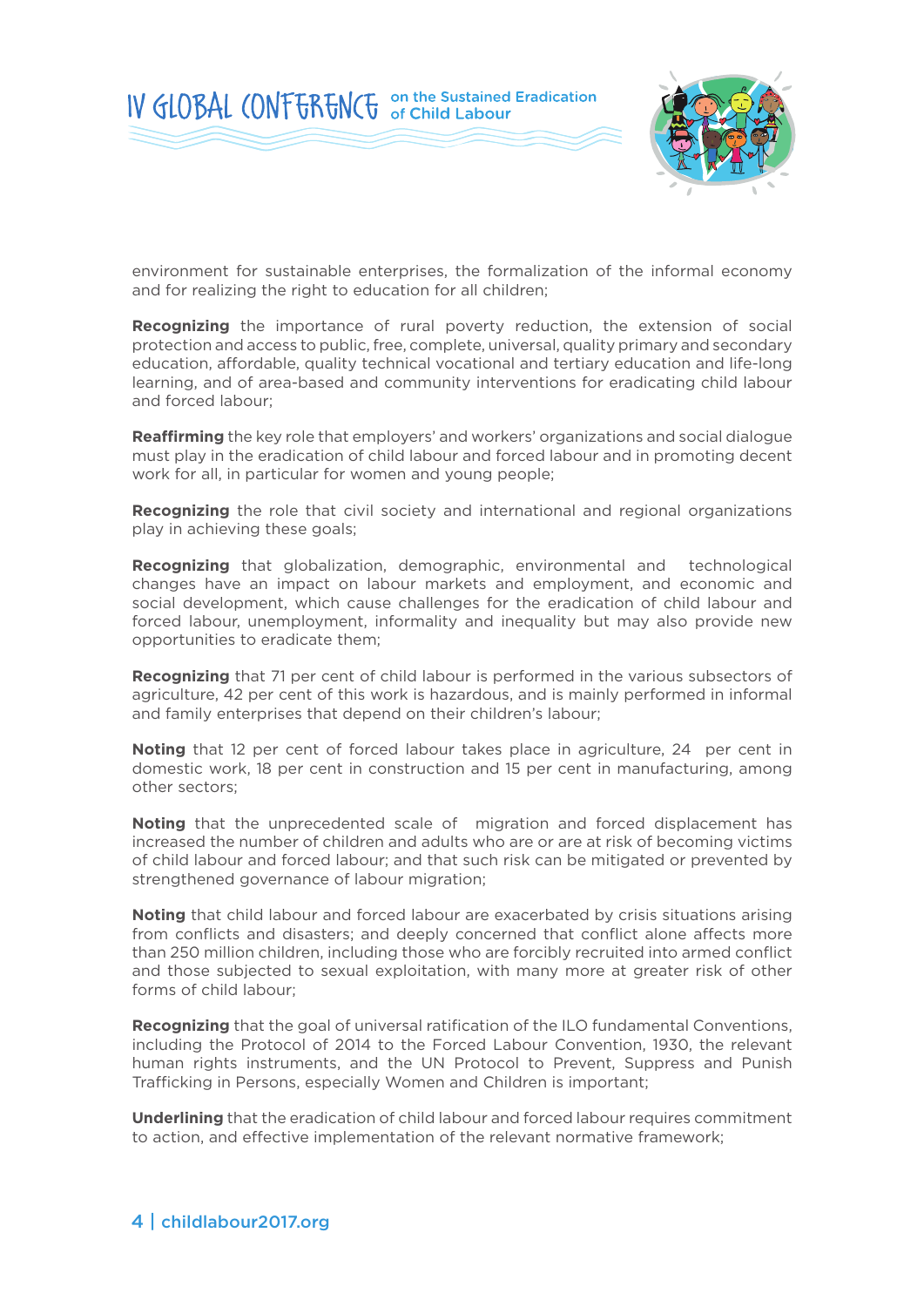environment for sustainable enterprises, the formalization of the informal economy and for realizing the right to education for all children;

**Recognizing** the importance of rural poverty reduction, the extension of social protection and access to public, free, complete, universal, quality primary and secondary education, affordable, quality technical vocational and tertiary education and life-long learning, and of area-based and community interventions for eradicating child labour and forced labour;

**Reaffirming** the key role that employers' and workers' organizations and social dialogue must play in the eradication of child labour and forced labour and in promoting decent work for all, in particular for women and young people;

**Recognizing** the role that civil society and international and regional organizations play in achieving these goals;

**Recognizing** that globalization, demographic, environmental and technological changes have an impact on labour markets and employment, and economic and social development, which cause challenges for the eradication of child labour and forced labour, unemployment, informality and inequality but may also provide new opportunities to eradicate them;

**Recognizing** that 71 per cent of child labour is performed in the various subsectors of agriculture, 42 per cent of this work is hazardous, and is mainly performed in informal and family enterprises that depend on their children's labour;

**Noting** that 12 per cent of forced labour takes place in agriculture, 24 per cent in domestic work, 18 per cent in construction and 15 per cent in manufacturing, among other sectors;

**Noting** that the unprecedented scale of migration and forced displacement has increased the number of children and adults who are or are at risk of becoming victims of child labour and forced labour; and that such risk can be mitigated or prevented by strengthened governance of labour migration;

**Noting** that child labour and forced labour are exacerbated by crisis situations arising from conflicts and disasters; and deeply concerned that conflict alone affects more than 250 million children, including those who are forcibly recruited into armed conflict and those subjected to sexual exploitation, with many more at greater risk of other forms of child labour;

**Recognizing** that the goal of universal ratification of the ILO fundamental Conventions, including the Protocol of 2014 to the Forced Labour Convention, 1930, the relevant human rights instruments, and the UN Protocol to Prevent, Suppress and Punish Trafficking in Persons, especially Women and Children is important;

**Underlining** that the eradication of child labour and forced labour requires commitment to action, and effective implementation of the relevant normative framework;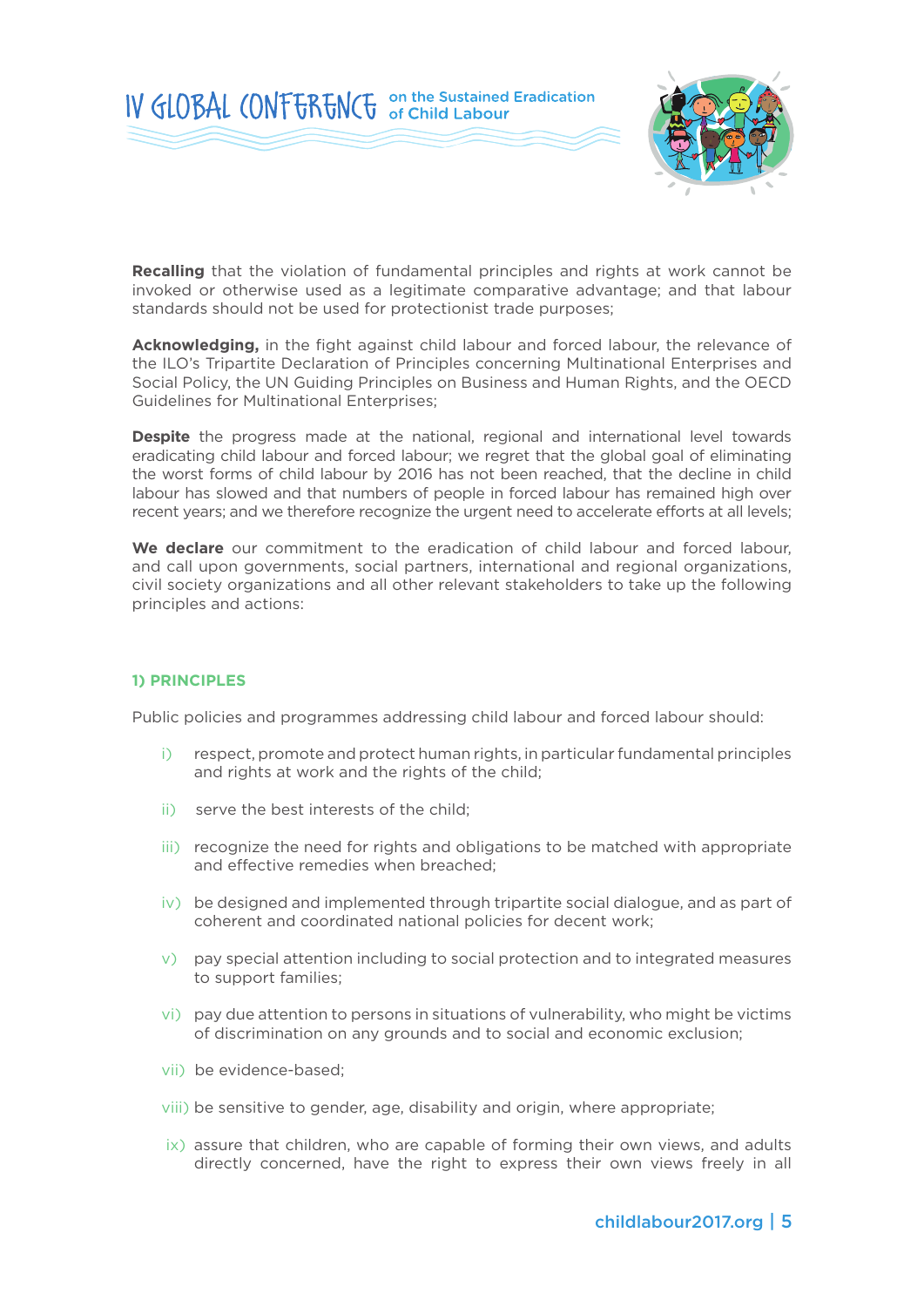**Recalling** that the violation of fundamental principles and rights at work cannot be invoked or otherwise used as a legitimate comparative advantage; and that labour standards should not be used for protectionist trade purposes;

**Acknowledging,** in the fight against child labour and forced labour, the relevance of the ILO's Tripartite Declaration of Principles concerning Multinational Enterprises and Social Policy, the UN Guiding Principles on Business and Human Rights, and the OECD Guidelines for Multinational Enterprises;

**Despite** the progress made at the national, regional and international level towards eradicating child labour and forced labour; we regret that the global goal of eliminating the worst forms of child labour by 2016 has not been reached, that the decline in child labour has slowed and that numbers of people in forced labour has remained high over recent years; and we therefore recognize the urgent need to accelerate efforts at all levels;

**We declare** our commitment to the eradication of child labour and forced labour, and call upon governments, social partners, international and regional organizations, civil society organizations and all other relevant stakeholders to take up the following principles and actions:

## 1) PRINCIPLES

Public policies and programmes addressing child labour and forced labour should:

i) respect, promote and protect human rights, in particular fundamental principles and rights at work and the rights of the child;

ii) serve the best interests of the child;

iii) recognize the need for rights and obligations to be matched with appropriate and effective remedies when breached;

iv) be designed and implemented through tripartite social dialogue, and as part of coherent and coordinated national policies for decent work;

v) pay special attention including to social protection and to integrated measures to support families;

vi) pay due attention to persons in situations of vulnerability, who might be victims of discrimination on any grounds and to social and economic exclusion;

vii) be evidence-based;

viii) be sensitive to gender, age, disability and origin, where appropriate;

ix) assure that children, who are capable of forming their own views, and adults directly concerned, have the right to express their own views freely in all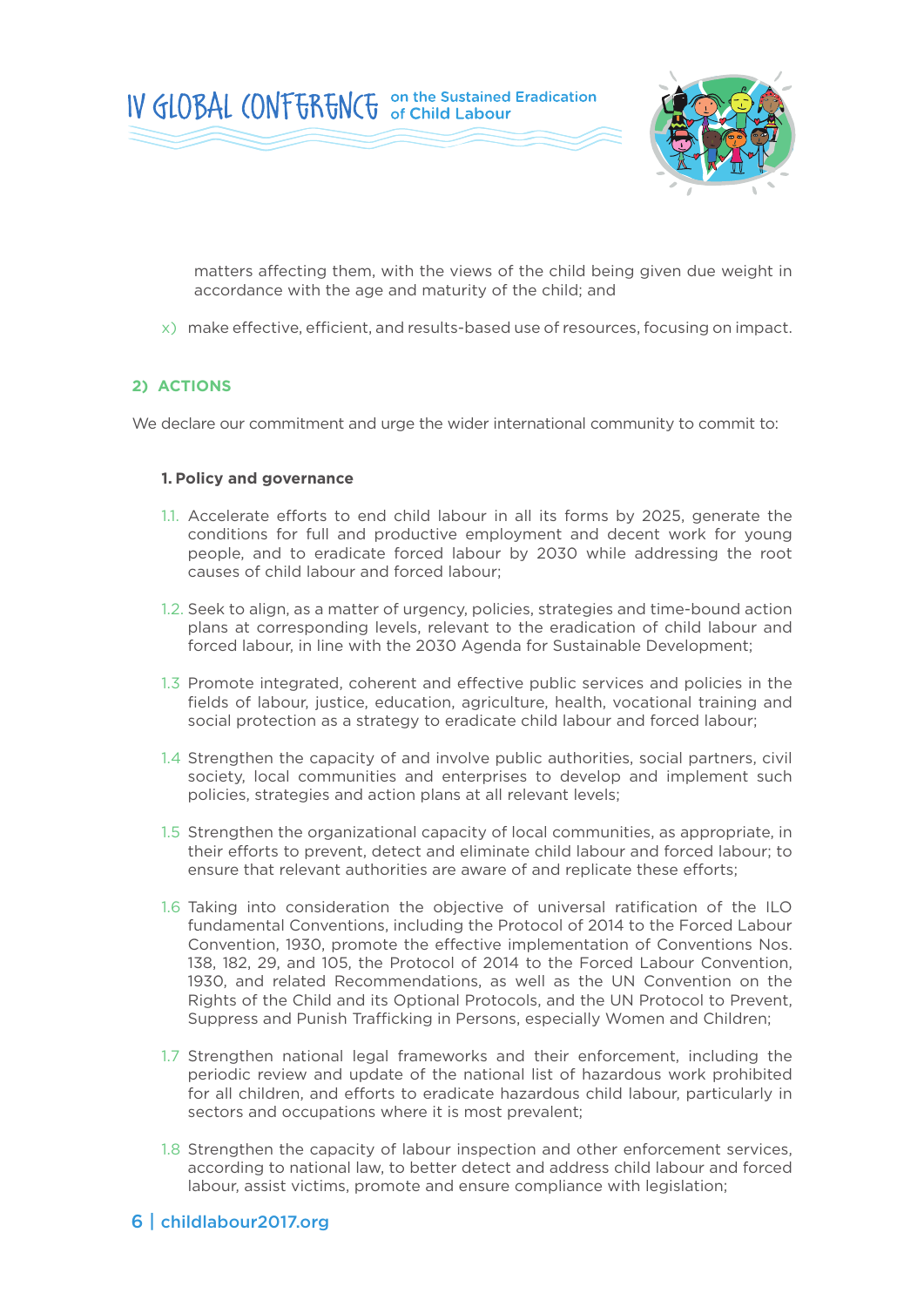matters affecting them, with the views of the child being given due weight in accordance with the age and maturity of the child; and

x) make effective, efficient, and results-based use of resources, focusing on impact.

## 2) ACTIONS

We declare our commitment and urge the wider international community to commit to:

### 1. Policy and governance

1.1. Accelerate efforts to end child labour in all its forms by 2025, generate the conditions for full and productive employment and decent work for young people, and to eradicate forced labour by 2030 while addressing the root causes of child labour and forced labour;

1.2. Seek to align, as a matter of urgency, policies, strategies and time-bound action plans at corresponding levels, relevant to the eradication of child labour and forced labour, in line with the 2030 Agenda for Sustainable Development;

1.3 Promote integrated, coherent and effective public services and policies in the fields of labour, justice, education, agriculture, health, vocational training and social protection as a strategy to eradicate child labour and forced labour;

1.4 Strengthen the capacity of and involve public authorities, social partners, civil society, local communities and enterprises to develop and implement such policies, strategies and action plans at all relevant levels;

1.5 Strengthen the organizational capacity of local communities, as appropriate, in their efforts to prevent, detect and eliminate child labour and forced labour; to ensure that relevant authorities are aware of and replicate these efforts;

1.6 Taking into consideration the objective of universal ratification of the ILO fundamental Conventions, including the Protocol of 2014 to the Forced Labour Convention, 1930, promote the effective implementation of Conventions Nos. 138, 182, 29, and 105, the Protocol of 2014 to the Forced Labour Convention, 1930, and related Recommendations, as well as the UN Convention on the Rights of the Child and its Optional Protocols, and the UN Protocol to Prevent, Suppress and Punish Trafficking in Persons, especially Women and Children;

1.7 Strengthen national legal frameworks and their enforcement, including the periodic review and update of the national list of hazardous work prohibited for all children, and efforts to eradicate hazardous child labour, particularly in sectors and occupations where it is most prevalent;

1.8 Strengthen the capacity of labour inspection and other enforcement services, according to national law, to better detect and address child labour and forced labour, assist victims, promote and ensure compliance with legislation;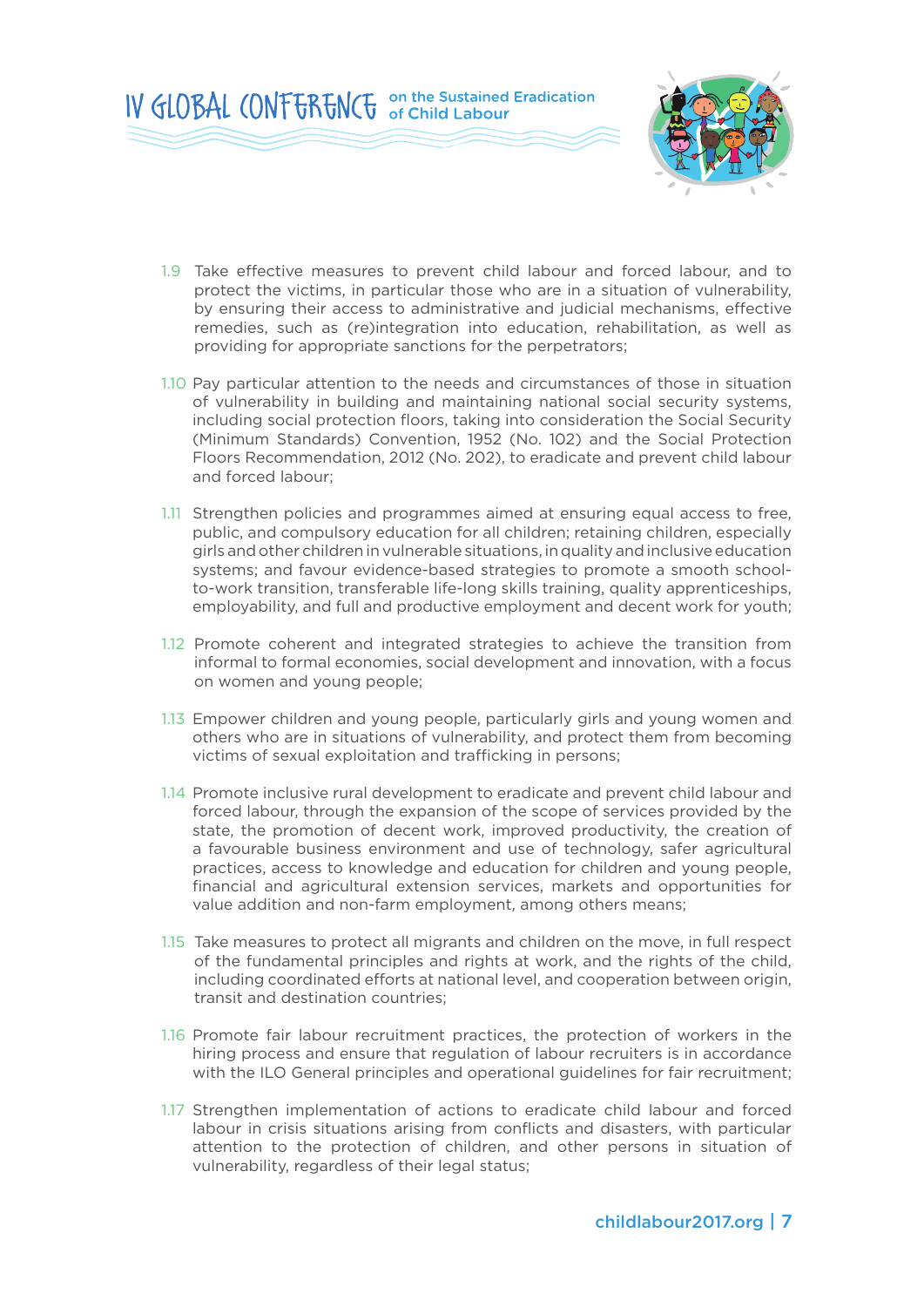1.9 Take effective measures to prevent child labour and forced labour, and to protect the victims, in particular those who are in a situation of vulnerability, by ensuring their access to administrative and judicial mechanisms, effective remedies, such as (re)integration into education, rehabilitation, as well as providing for appropriate sanctions for the perpetrators;

1.10 Pay particular attention to the needs and circumstances of those in situation of vulnerability in building and maintaining national social security systems, including social protection floors, taking into consideration the Social Security (Minimum Standards) Convention, 1952 (No. 102) and the Social Protection Floors Recommendation, 2012 (No. 202), to eradicate and prevent child labour and forced labour;

1.11 Strengthen policies and programmes aimed at ensuring equal access to free, public, and compulsory education for all children; retaining children, especially girls and other children in vulnerable situations, in quality and inclusive education systems; and favour evidence-based strategies to promote a smooth school-to-work transition, transferable life-long skills training, quality apprenticeships, employability, and full and productive employment and decent work for youth;

1.12 Promote coherent and integrated strategies to achieve the transition from informal to formal economies, social development and innovation, with a focus on women and young people;

1.13 Empower children and young people, particularly girls and young women and others who are in situations of vulnerability, and protect them from becoming victims of sexual exploitation and trafficking in persons;

1.14 Promote inclusive rural development to eradicate and prevent child labour and forced labour, through the expansion of the scope of services provided by the state, the promotion of decent work, improved productivity, the creation of a favourable business environment and use of technology, safer agricultural practices, access to knowledge and education for children and young people, financial and agricultural extension services, markets and opportunities for value addition and non-farm employment, among others means;

1.15 Take measures to protect all migrants and children on the move, in full respect of the fundamental principles and rights at work, and the rights of the child, including coordinated efforts at national level, and cooperation between origin, transit and destination countries;

1.16 Promote fair labour recruitment practices, the protection of workers in the hiring process and ensure that regulation of labour recruiters is in accordance with the ILO General principles and operational guidelines for fair recruitment;

1.17 Strengthen implementation of actions to eradicate child labour and forced labour in crisis situations arising from conflicts and disasters, with particular attention to the protection of children, and other persons in situation of vulnerability, regardless of their legal status;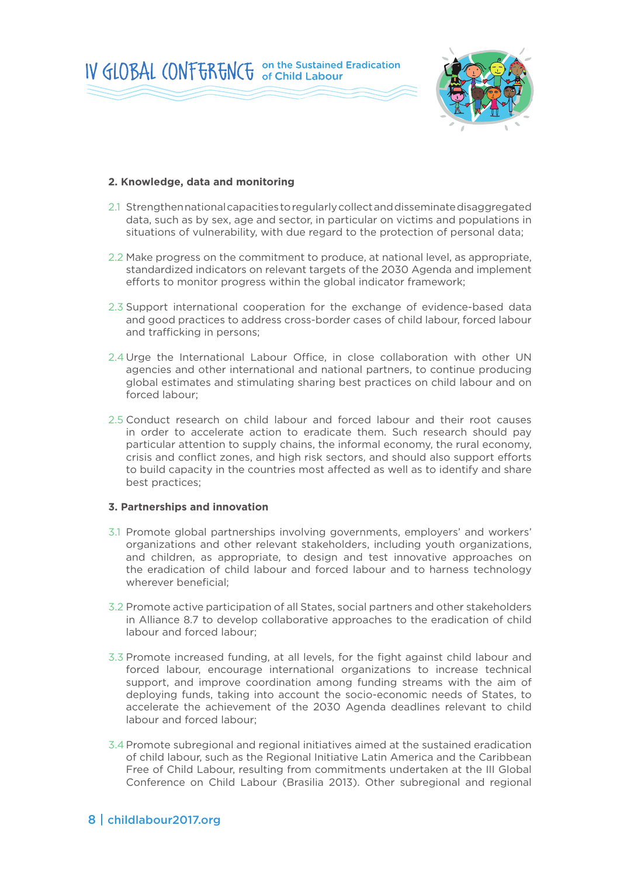**2. Knowledge, data and monitoring**

2.1 Strengthen national capacities to regularly collect and disseminate disaggregated data, such as by sex, age and sector, in particular on victims and populations in situations of vulnerability, with due regard to the protection of personal data;

2.2 Make progress on the commitment to produce, at national level, as appropriate, standardized indicators on relevant targets of the 2030 Agenda and implement efforts to monitor progress within the global indicator framework;

2.3 Support international cooperation for the exchange of evidence-based data and good practices to address cross-border cases of child labour, forced labour and trafficking in persons;

2.4 Urge the International Labour Office, in close collaboration with other UN agencies and other international and national partners, to continue producing global estimates and stimulating sharing best practices on child labour and on forced labour;

2.5 Conduct research on child labour and forced labour and their root causes in order to accelerate action to eradicate them. Such research should pay particular attention to supply chains, the informal economy, the rural economy, crisis and conflict zones, and high risk sectors, and should also support efforts to build capacity in the countries most affected as well as to identify and share best practices;

**3. Partnerships and innovation**

3.1 Promote global partnerships involving governments, employers' and workers' organizations and other relevant stakeholders, including youth organizations, and children, as appropriate, to design and test innovative approaches on the eradication of child labour and forced labour and to harness technology wherever beneficial;

3.2 Promote active participation of all States, social partners and other stakeholders in Alliance 8.7 to develop collaborative approaches to the eradication of child labour and forced labour;

3.3 Promote increased funding, at all levels, for the fight against child labour and forced labour, encourage international organizations to increase technical support, and improve coordination among funding streams with the aim of deploying funds, taking into account the socio-economic needs of States, to accelerate the achievement of the 2030 Agenda deadlines relevant to child labour and forced labour;

3.4 Promote subregional and regional initiatives aimed at the sustained eradication of child labour, such as the Regional Initiative Latin America and the Caribbean Free of Child Labour, resulting from commitments undertaken at the III Global Conference on Child Labour (Brasilia 2013). Other subregional and regional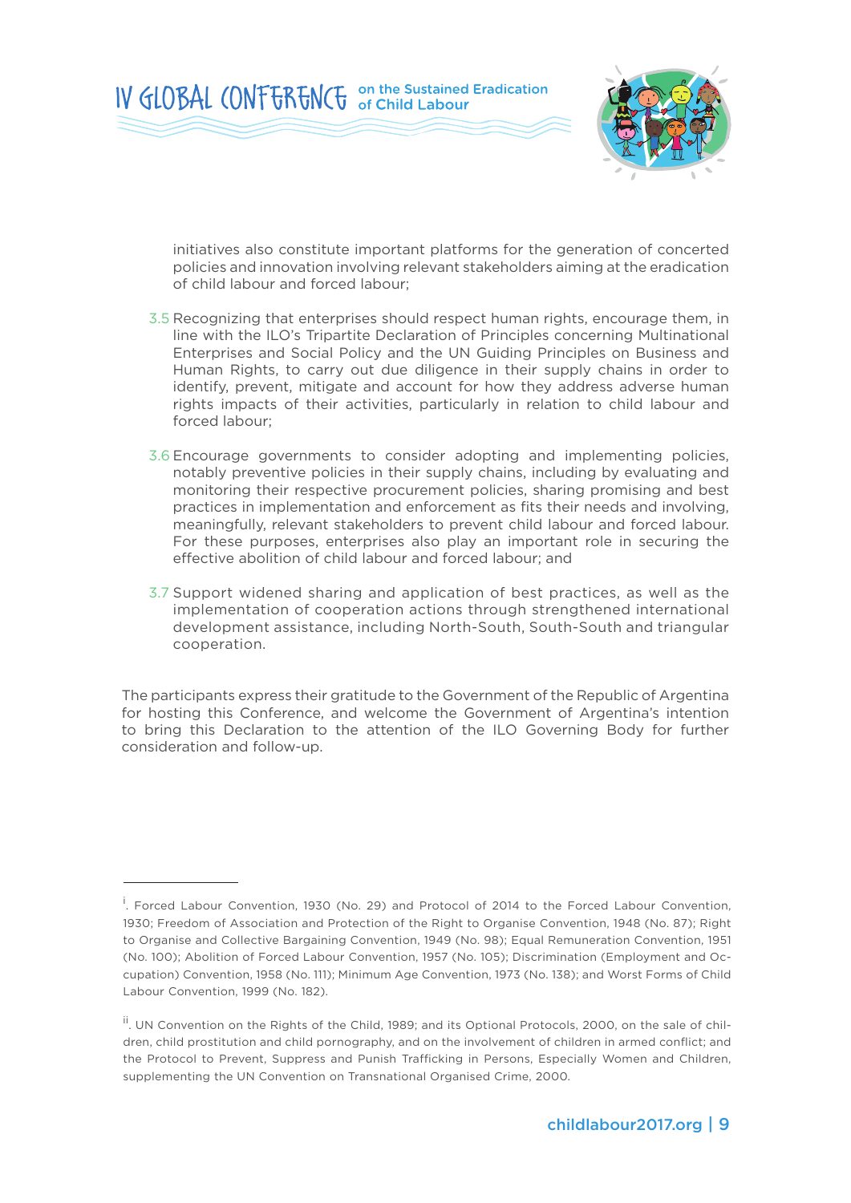initiatives also constitute important platforms for the generation of concerted policies and innovation involving relevant stakeholders aiming at the eradication of child labour and forced labour;

3.5 Recognizing that enterprises should respect human rights, encourage them, in line with the ILO's Tripartite Declaration of Principles concerning Multinational Enterprises and Social Policy and the UN Guiding Principles on Business and Human Rights, to carry out due diligence in their supply chains in order to identify, prevent, mitigate and account for how they address adverse human rights impacts of their activities, particularly in relation to child labour and forced labour;

3.6 Encourage governments to consider adopting and implementing policies, notably preventive policies in their supply chains, including by evaluating and monitoring their respective procurement policies, sharing promising and best practices in implementation and enforcement as fits their needs and involving, meaningfully, relevant stakeholders to prevent child labour and forced labour. For these purposes, enterprises also play an important role in securing the effective abolition of child labour and forced labour; and

3.7 Support widened sharing and application of best practices, as well as the implementation of cooperation actions through strengthened international development assistance, including North-South, South-South and triangular cooperation.

The participants express their gratitude to the Government of the Republic of Argentina for hosting this Conference, and welcome the Government of Argentina's intention to bring this Declaration to the attention of the ILO Governing Body for further consideration and follow-up.

---

[i]. Forced Labour Convention, 1930 (No. 29) and Protocol of 2014 to the Forced Labour Convention, 1930; Freedom of Association and Protection of the Right to Organise Convention, 1948 (No. 87); Right to Organise and Collective Bargaining Convention, 1949 (No. 98); Equal Remuneration Convention, 1951 (No. 100); Abolition of Forced Labour Convention, 1957 (No. 105); Discrimination (Employment and Occupation) Convention, 1958 (No. 111); Minimum Age Convention, 1973 (No. 138); and Worst Forms of Child Labour Convention, 1999 (No. 182).

[ii]. UN Convention on the Rights of the Child, 1989; and its Optional Protocols, 2000, on the sale of children, child prostitution and child pornography, and on the involvement of children in armed conflict; and the Protocol to Prevent, Suppress and Punish Trafficking in Persons, Especially Women and Children, supplementing the UN Convention on Transnational Organised Crime, 2000.